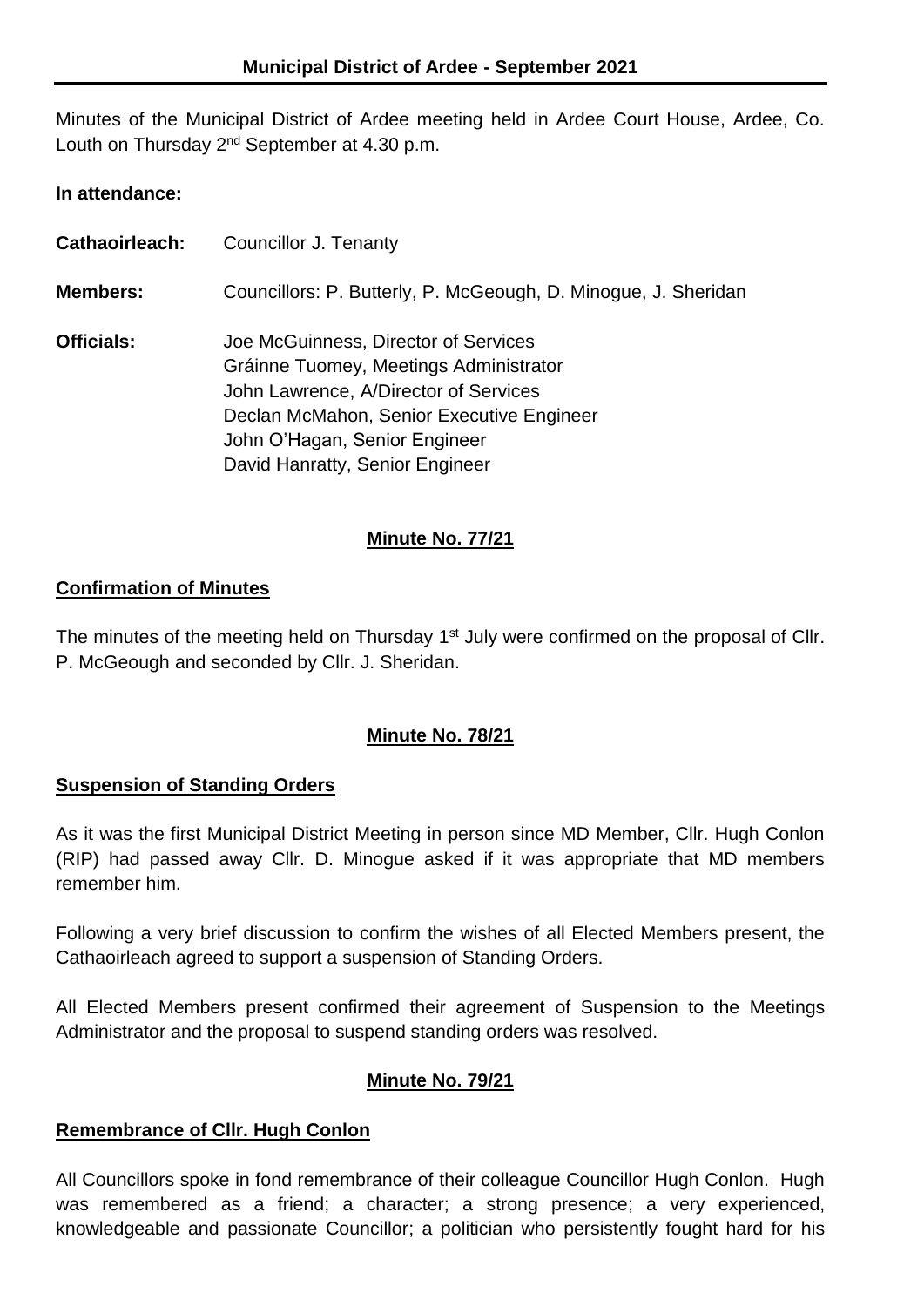## Municipal District of Ardee - September 2021

Minutes of the Municipal District of Ardee meeting held in Ardee Court House, Ardee, Co. Louth on Thursday 2nd September at 4.30 p.m.

**In attendance:**

**Cathaoirleach:** Councillor J. Tenanty

**Members:** Councillors: P. Butterly, P. McGeough, D. Minogue, J. Sheridan

**Officials:**
Joe McGuinness, Director of Services
Gráinne Tuomey, Meetings Administrator
John Lawrence, A/Director of Services
Declan McMahon, Senior Executive Engineer
John O'Hagan, Senior Engineer
David Hanratty, Senior Engineer

### Minute No. 77/21

**Confirmation of Minutes**

The minutes of the meeting held on Thursday 1st July were confirmed on the proposal of Cllr. P. McGeough and seconded by Cllr. J. Sheridan.

### Minute No. 78/21

**Suspension of Standing Orders**

As it was the first Municipal District Meeting in person since MD Member, Cllr. Hugh Conlon (RIP) had passed away Cllr. D. Minogue asked if it was appropriate that MD members remember him.

Following a very brief discussion to confirm the wishes of all Elected Members present, the Cathaoirleach agreed to support a suspension of Standing Orders.

All Elected Members present confirmed their agreement of Suspension to the Meetings Administrator and the proposal to suspend standing orders was resolved.

### Minute No. 79/21

**Remembrance of Cllr. Hugh Conlon**

All Councillors spoke in fond remembrance of their colleague Councillor Hugh Conlon. Hugh was remembered as a friend; a character; a strong presence; a very experienced, knowledgeable and passionate Councillor; a politician who persistently fought hard for his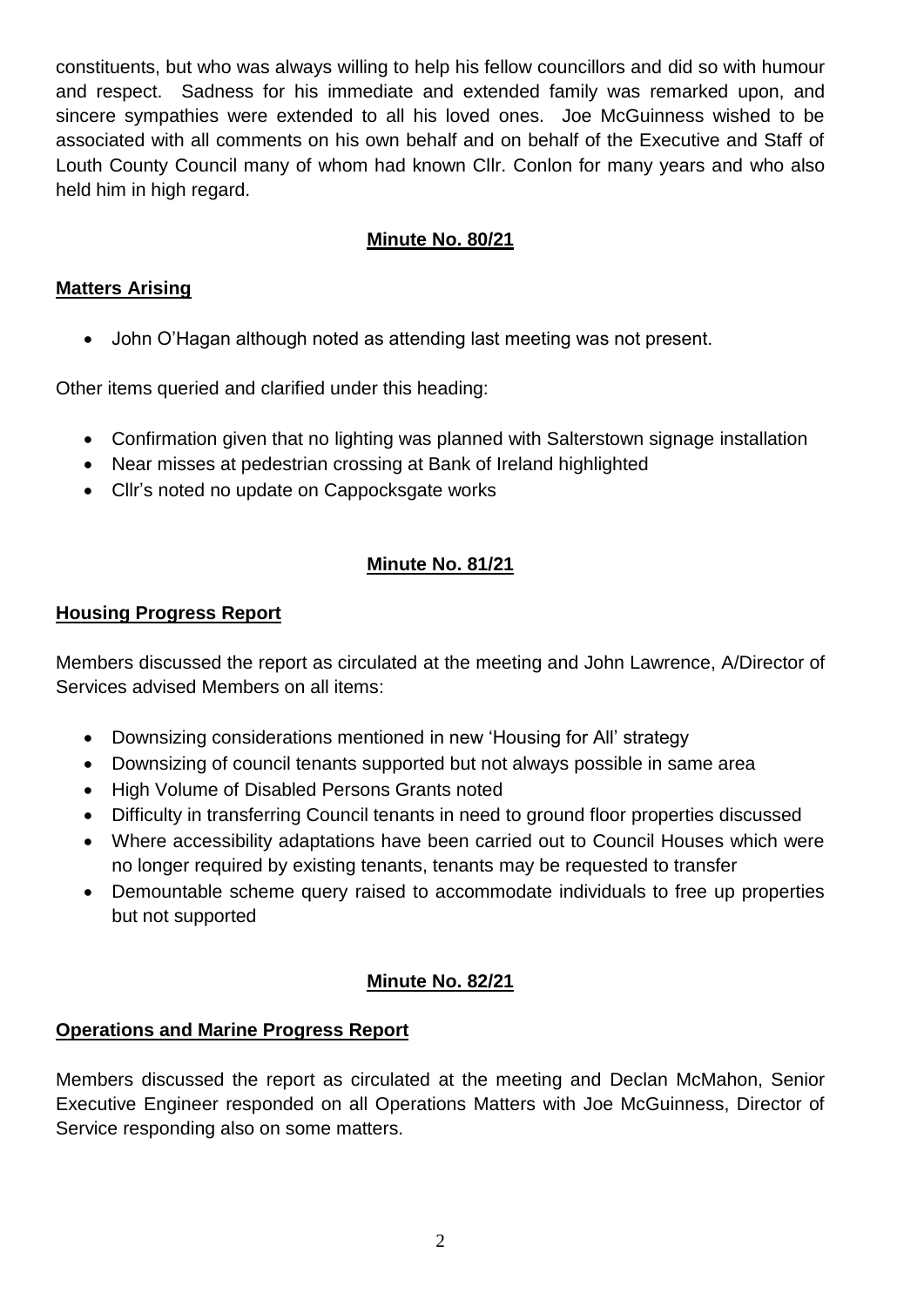constituents, but who was always willing to help his fellow councillors and did so with humour and respect. Sadness for his immediate and extended family was remarked upon, and sincere sympathies were extended to all his loved ones. Joe McGuinness wished to be associated with all comments on his own behalf and on behalf of the Executive and Staff of Louth County Council many of whom had known Cllr. Conlon for many years and who also held him in high regard.

**Minute No. 80/21**

**Matters Arising**

- John O'Hagan although noted as attending last meeting was not present.

Other items queried and clarified under this heading:

- Confirmation given that no lighting was planned with Salterstown signage installation
- Near misses at pedestrian crossing at Bank of Ireland highlighted
- Cllr's noted no update on Cappocksgate works

**Minute No. 81/21**

**Housing Progress Report**

Members discussed the report as circulated at the meeting and John Lawrence, A/Director of Services advised Members on all items:

- Downsizing considerations mentioned in new 'Housing for All' strategy
- Downsizing of council tenants supported but not always possible in same area
- High Volume of Disabled Persons Grants noted
- Difficulty in transferring Council tenants in need to ground floor properties discussed
- Where accessibility adaptations have been carried out to Council Houses which were no longer required by existing tenants, tenants may be requested to transfer
- Demountable scheme query raised to accommodate individuals to free up properties but not supported

**Minute No. 82/21**

**Operations and Marine Progress Report**

Members discussed the report as circulated at the meeting and Declan McMahon, Senior Executive Engineer responded on all Operations Matters with Joe McGuinness, Director of Service responding also on some matters.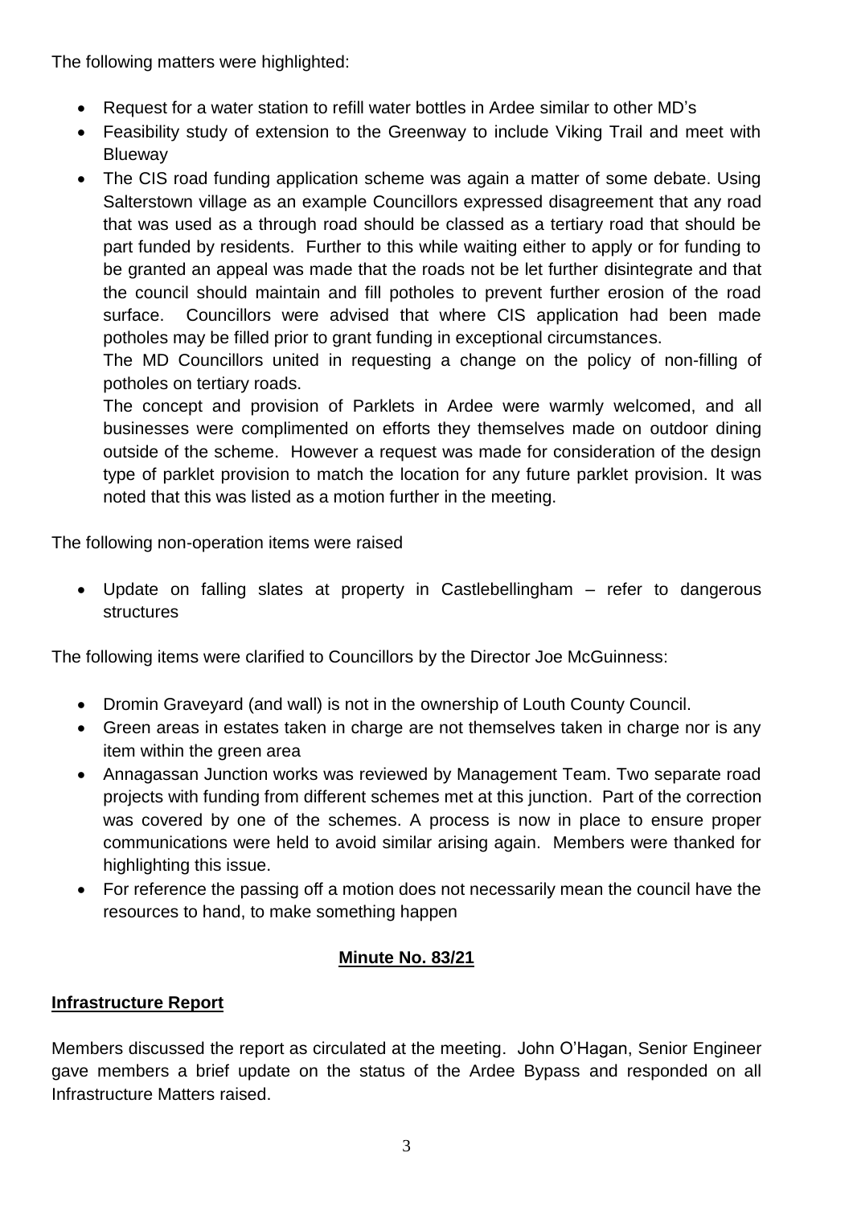The following matters were highlighted:

- Request for a water station to refill water bottles in Ardee similar to other MD's
- Feasibility study of extension to the Greenway to include Viking Trail and meet with Blueway
- The CIS road funding application scheme was again a matter of some debate. Using Salterstown village as an example Councillors expressed disagreement that any road that was used as a through road should be classed as a tertiary road that should be part funded by residents. Further to this while waiting either to apply or for funding to be granted an appeal was made that the roads not be let further disintegrate and that the council should maintain and fill potholes to prevent further erosion of the road surface. Councillors were advised that where CIS application had been made potholes may be filled prior to grant funding in exceptional circumstances.

  The MD Councillors united in requesting a change on the policy of non-filling of potholes on tertiary roads.

  The concept and provision of Parklets in Ardee were warmly welcomed, and all businesses were complimented on efforts they themselves made on outdoor dining outside of the scheme. However a request was made for consideration of the design type of parklet provision to match the location for any future parklet provision. It was noted that this was listed as a motion further in the meeting.

The following non-operation items were raised

- Update on falling slates at property in Castlebellingham – refer to dangerous structures

The following items were clarified to Councillors by the Director Joe McGuinness:

- Dromin Graveyard (and wall) is not in the ownership of Louth County Council.
- Green areas in estates taken in charge are not themselves taken in charge nor is any item within the green area
- Annagassan Junction works was reviewed by Management Team. Two separate road projects with funding from different schemes met at this junction. Part of the correction was covered by one of the schemes. A process is now in place to ensure proper communications were held to avoid similar arising again. Members were thanked for highlighting this issue.
- For reference the passing off a motion does not necessarily mean the council have the resources to hand, to make something happen

**Minute No. 83/21**

**Infrastructure Report**

Members discussed the report as circulated at the meeting. John O'Hagan, Senior Engineer gave members a brief update on the status of the Ardee Bypass and responded on all Infrastructure Matters raised.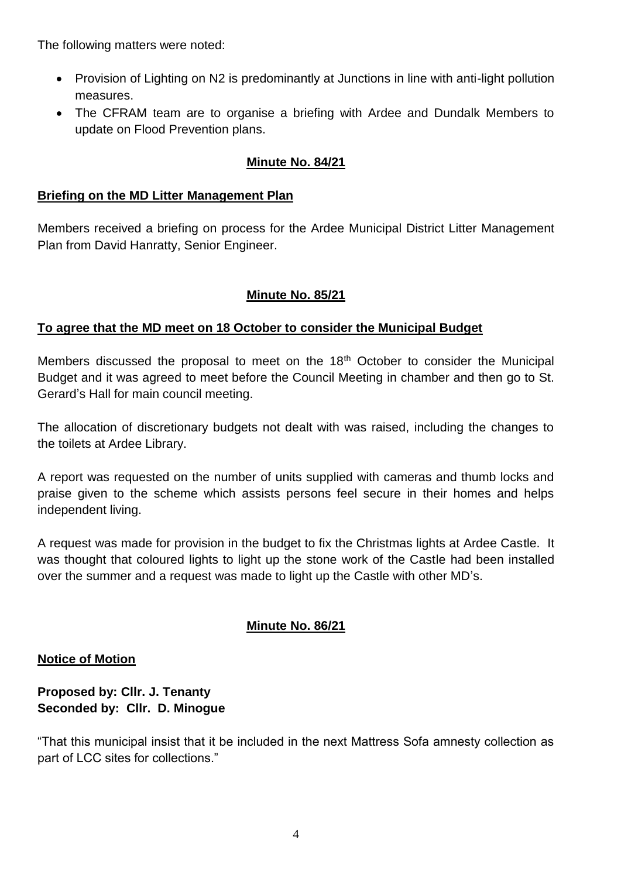The following matters were noted:

- Provision of Lighting on N2 is predominantly at Junctions in line with anti-light pollution measures.
- The CFRAM team are to organise a briefing with Ardee and Dundalk Members to update on Flood Prevention plans.

**Minute No. 84/21**

**Briefing on the MD Litter Management Plan**

Members received a briefing on process for the Ardee Municipal District Litter Management Plan from David Hanratty, Senior Engineer.

**Minute No. 85/21**

**To agree that the MD meet on 18 October to consider the Municipal Budget**

Members discussed the proposal to meet on the 18th October to consider the Municipal Budget and it was agreed to meet before the Council Meeting in chamber and then go to St. Gerard's Hall for main council meeting.

The allocation of discretionary budgets not dealt with was raised, including the changes to the toilets at Ardee Library.

A report was requested on the number of units supplied with cameras and thumb locks and praise given to the scheme which assists persons feel secure in their homes and helps independent living.

A request was made for provision in the budget to fix the Christmas lights at Ardee Castle. It was thought that coloured lights to light up the stone work of the Castle had been installed over the summer and a request was made to light up the Castle with other MD's.

**Minute No. 86/21**

**Notice of Motion**

**Proposed by: Cllr. J. Tenanty**
**Seconded by: Cllr. D. Minogue**

"That this municipal insist that it be included in the next Mattress Sofa amnesty collection as part of LCC sites for collections."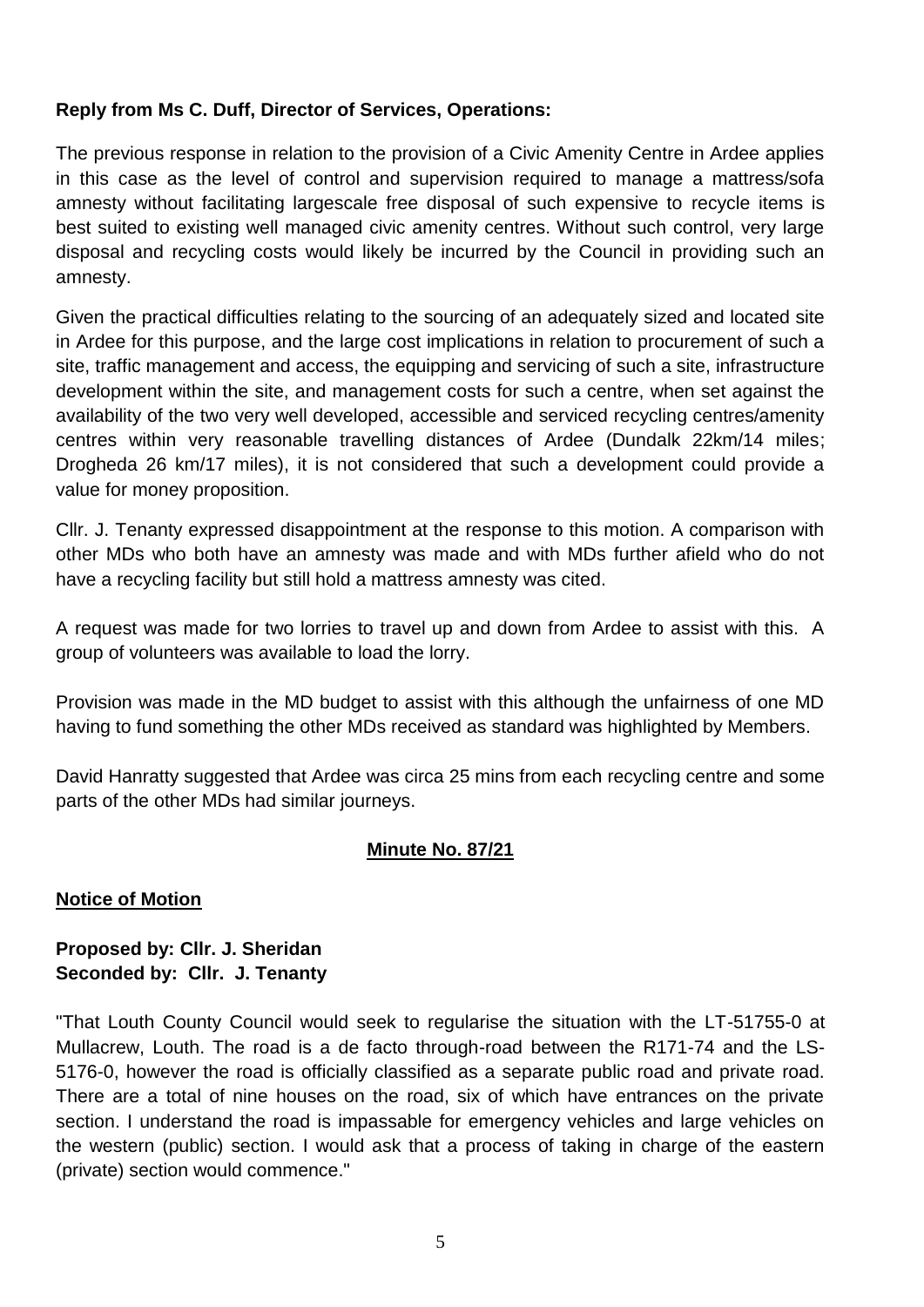**Reply from Ms C. Duff, Director of Services, Operations:**

The previous response in relation to the provision of a Civic Amenity Centre in Ardee applies in this case as the level of control and supervision required to manage a mattress/sofa amnesty without facilitating largescale free disposal of such expensive to recycle items is best suited to existing well managed civic amenity centres. Without such control, very large disposal and recycling costs would likely be incurred by the Council in providing such an amnesty.

Given the practical difficulties relating to the sourcing of an adequately sized and located site in Ardee for this purpose, and the large cost implications in relation to procurement of such a site, traffic management and access, the equipping and servicing of such a site, infrastructure development within the site, and management costs for such a centre, when set against the availability of the two very well developed, accessible and serviced recycling centres/amenity centres within very reasonable travelling distances of Ardee (Dundalk 22km/14 miles; Drogheda 26 km/17 miles), it is not considered that such a development could provide a value for money proposition.

Cllr. J. Tenanty expressed disappointment at the response to this motion. A comparison with other MDs who both have an amnesty was made and with MDs further afield who do not have a recycling facility but still hold a mattress amnesty was cited.

A request was made for two lorries to travel up and down from Ardee to assist with this. A group of volunteers was available to load the lorry.

Provision was made in the MD budget to assist with this although the unfairness of one MD having to fund something the other MDs received as standard was highlighted by Members.

David Hanratty suggested that Ardee was circa 25 mins from each recycling centre and some parts of the other MDs had similar journeys.

## Minute No. 87/21

### Notice of Motion

**Proposed by: Cllr. J. Sheridan**
**Seconded by: Cllr. J. Tenanty**

"That Louth County Council would seek to regularise the situation with the LT-51755-0 at Mullacrew, Louth. The road is a de facto through-road between the R171-74 and the LS-5176-0, however the road is officially classified as a separate public road and private road. There are a total of nine houses on the road, six of which have entrances on the private section. I understand the road is impassable for emergency vehicles and large vehicles on the western (public) section. I would ask that a process of taking in charge of the eastern (private) section would commence."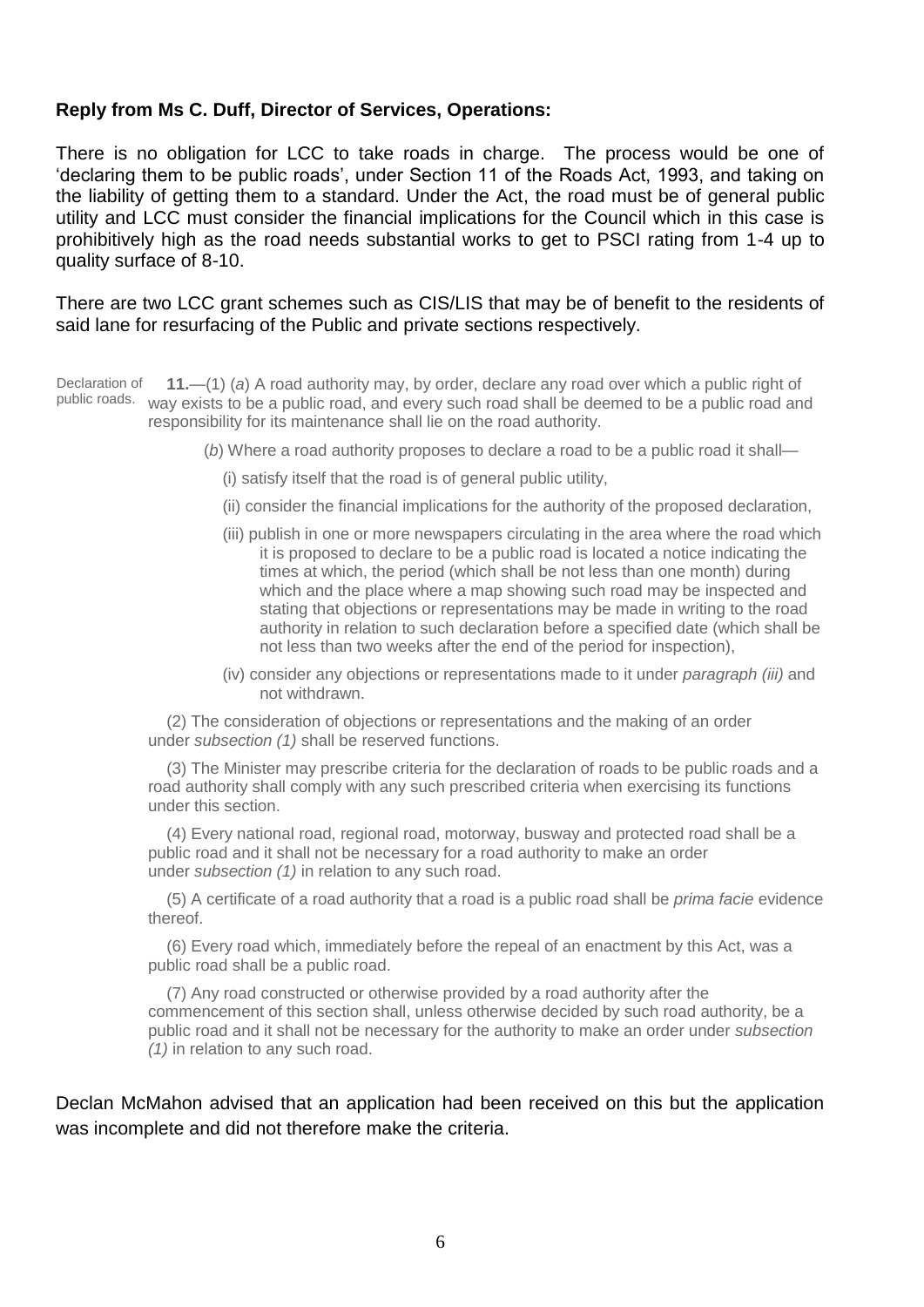**Reply from Ms C. Duff, Director of Services, Operations:**

There is no obligation for LCC to take roads in charge. The process would be one of 'declaring them to be public roads', under Section 11 of the Roads Act, 1993, and taking on the liability of getting them to a standard. Under the Act, the road must be of general public utility and LCC must consider the financial implications for the Council which in this case is prohibitively high as the road needs substantial works to get to PSCI rating from 1-4 up to quality surface of 8-10.

There are two LCC grant schemes such as CIS/LIS that may be of benefit to the residents of said lane for resurfacing of the Public and private sections respectively.

Declaration of public roads.

**11.**—(1) (*a*) A road authority may, by order, declare any road over which a public right of way exists to be a public road, and every such road shall be deemed to be a public road and responsibility for its maintenance shall lie on the road authority.

(*b*) Where a road authority proposes to declare a road to be a public road it shall—

(i) satisfy itself that the road is of general public utility,

(ii) consider the financial implications for the authority of the proposed declaration,

(iii) publish in one or more newspapers circulating in the area where the road which it is proposed to declare to be a public road is located a notice indicating the times at which, the period (which shall be not less than one month) during which and the place where a map showing such road may be inspected and stating that objections or representations may be made in writing to the road authority in relation to such declaration before a specified date (which shall be not less than two weeks after the end of the period for inspection),

(iv) consider any objections or representations made to it under *paragraph (iii)* and not withdrawn.

(2) The consideration of objections or representations and the making of an order under *subsection (1)* shall be reserved functions.

(3) The Minister may prescribe criteria for the declaration of roads to be public roads and a road authority shall comply with any such prescribed criteria when exercising its functions under this section.

(4) Every national road, regional road, motorway, busway and protected road shall be a public road and it shall not be necessary for a road authority to make an order under *subsection (1)* in relation to any such road.

(5) A certificate of a road authority that a road is a public road shall be *prima facie* evidence thereof.

(6) Every road which, immediately before the repeal of an enactment by this Act, was a public road shall be a public road.

(7) Any road constructed or otherwise provided by a road authority after the commencement of this section shall, unless otherwise decided by such road authority, be a public road and it shall not be necessary for the authority to make an order under *subsection (1)* in relation to any such road.

Declan McMahon advised that an application had been received on this but the application was incomplete and did not therefore make the criteria.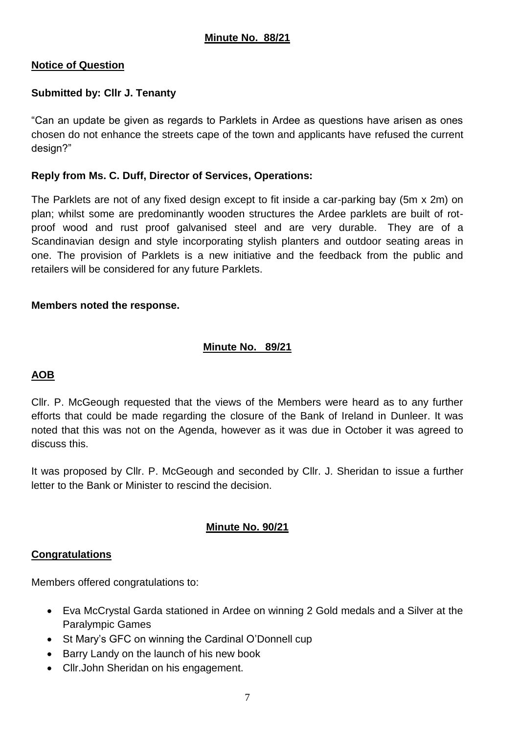**Minute No. 88/21**

**Notice of Question**

**Submitted by: Cllr J. Tenanty**

"Can an update be given as regards to Parklets in Ardee as questions have arisen as ones chosen do not enhance the streets cape of the town and applicants have refused the current design?"

**Reply from Ms. C. Duff, Director of Services, Operations:**

The Parklets are not of any fixed design except to fit inside a car-parking bay (5m x 2m) on plan; whilst some are predominantly wooden structures the Ardee parklets are built of rot-proof wood and rust proof galvanised steel and are very durable. They are of a Scandinavian design and style incorporating stylish planters and outdoor seating areas in one. The provision of Parklets is a new initiative and the feedback from the public and retailers will be considered for any future Parklets.

**Members noted the response.**

**Minute No. 89/21**

**AOB**

Cllr. P. McGeough requested that the views of the Members were heard as to any further efforts that could be made regarding the closure of the Bank of Ireland in Dunleer. It was noted that this was not on the Agenda, however as it was due in October it was agreed to discuss this.

It was proposed by Cllr. P. McGeough and seconded by Cllr. J. Sheridan to issue a further letter to the Bank or Minister to rescind the decision.

**Minute No. 90/21**

**Congratulations**

Members offered congratulations to:

- Eva McCrystal Garda stationed in Ardee on winning 2 Gold medals and a Silver at the Paralympic Games
- St Mary's GFC on winning the Cardinal O'Donnell cup
- Barry Landy on the launch of his new book
- Cllr.John Sheridan on his engagement.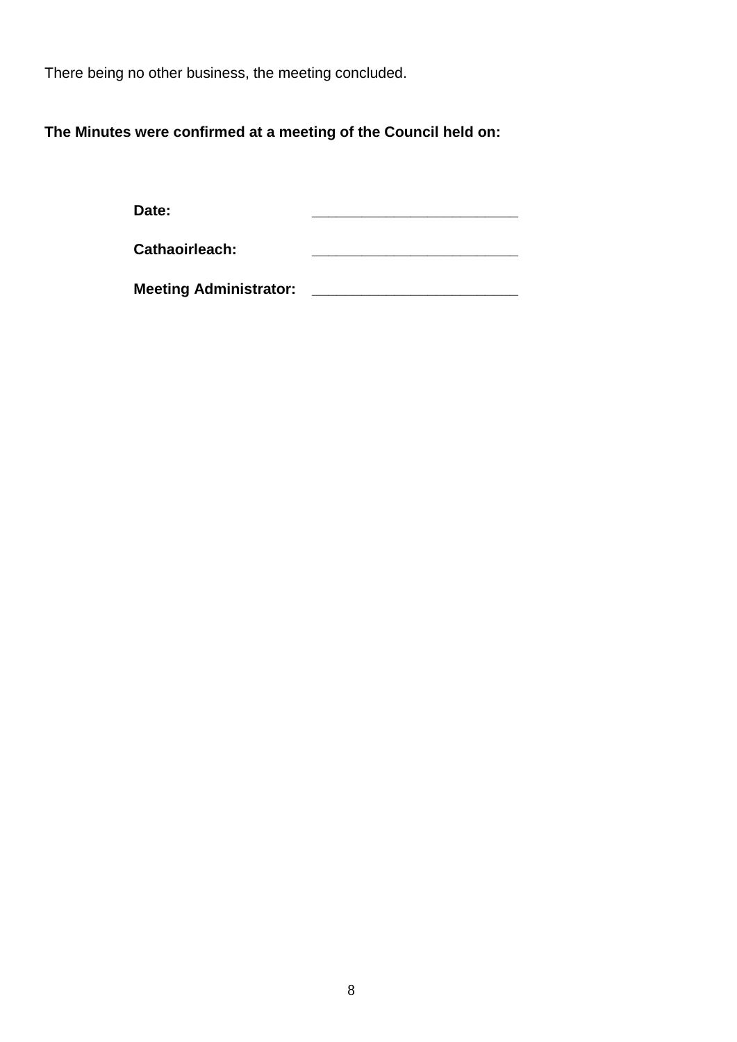There being no other business, the meeting concluded.

**The Minutes were confirmed at a meeting of the Council held on:**

| | |
|---|---|
| **Date:** | \_\_\_\_\_\_\_\_\_\_\_\_\_\_\_\_\_\_\_\_\_\_\_\_\_ |
| **Cathaoirleach:** | \_\_\_\_\_\_\_\_\_\_\_\_\_\_\_\_\_\_\_\_\_\_\_\_\_ |
| **Meeting Administrator:** | \_\_\_\_\_\_\_\_\_\_\_\_\_\_\_\_\_\_\_\_\_\_\_\_\_ |